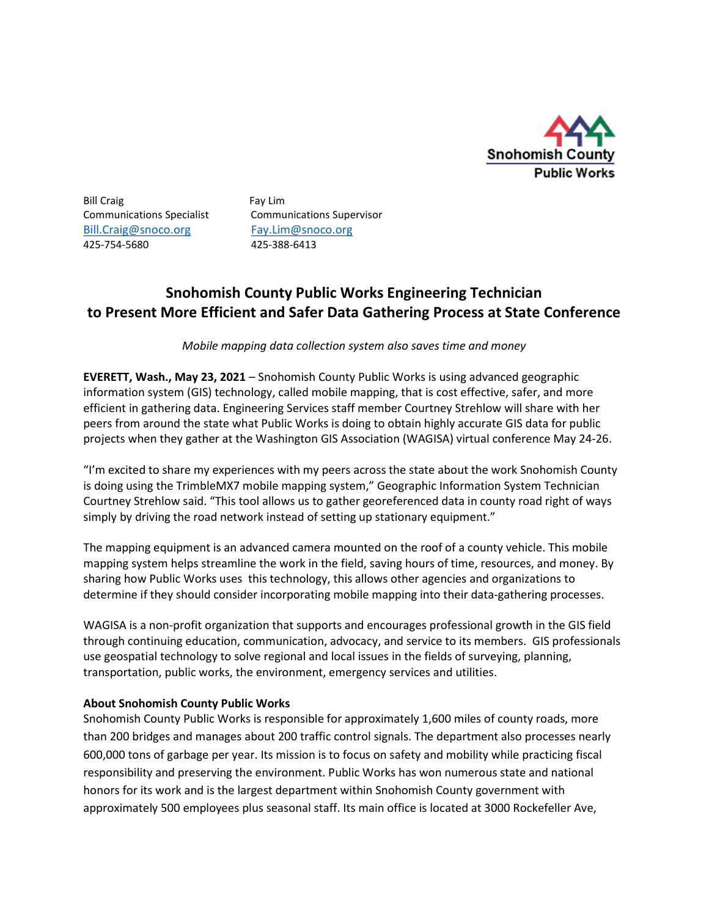Snohomish County
Public Works

Bill Craig
Communications Specialist
Bill.Craig@snoco.org
425-754-5680

Fay Lim
Communications Supervisor
Fay.Lim@snoco.org
425-388-6413

# Snohomish County Public Works Engineering Technician to Present More Efficient and Safer Data Gathering Process at State Conference

*Mobile mapping data collection system also saves time and money*

**EVERETT, Wash., May 23, 2021** – Snohomish County Public Works is using advanced geographic information system (GIS) technology, called mobile mapping, that is cost effective, safer, and more efficient in gathering data. Engineering Services staff member Courtney Strehlow will share with her peers from around the state what Public Works is doing to obtain highly accurate GIS data for public projects when they gather at the Washington GIS Association (WAGISA) virtual conference May 24-26.

"I'm excited to share my experiences with my peers across the state about the work Snohomish County is doing using the TrimbleMX7 mobile mapping system," Geographic Information System Technician Courtney Strehlow said. "This tool allows us to gather georeferenced data in county road right of ways simply by driving the road network instead of setting up stationary equipment."

The mapping equipment is an advanced camera mounted on the roof of a county vehicle. This mobile mapping system helps streamline the work in the field, saving hours of time, resources, and money. By sharing how Public Works uses this technology, this allows other agencies and organizations to determine if they should consider incorporating mobile mapping into their data-gathering processes.

WAGISA is a non-profit organization that supports and encourages professional growth in the GIS field through continuing education, communication, advocacy, and service to its members. GIS professionals use geospatial technology to solve regional and local issues in the fields of surveying, planning, transportation, public works, the environment, emergency services and utilities.

**About Snohomish County Public Works**
Snohomish County Public Works is responsible for approximately 1,600 miles of county roads, more than 200 bridges and manages about 200 traffic control signals. The department also processes nearly 600,000 tons of garbage per year. Its mission is to focus on safety and mobility while practicing fiscal responsibility and preserving the environment. Public Works has won numerous state and national honors for its work and is the largest department within Snohomish County government with approximately 500 employees plus seasonal staff. Its main office is located at 3000 Rockefeller Ave,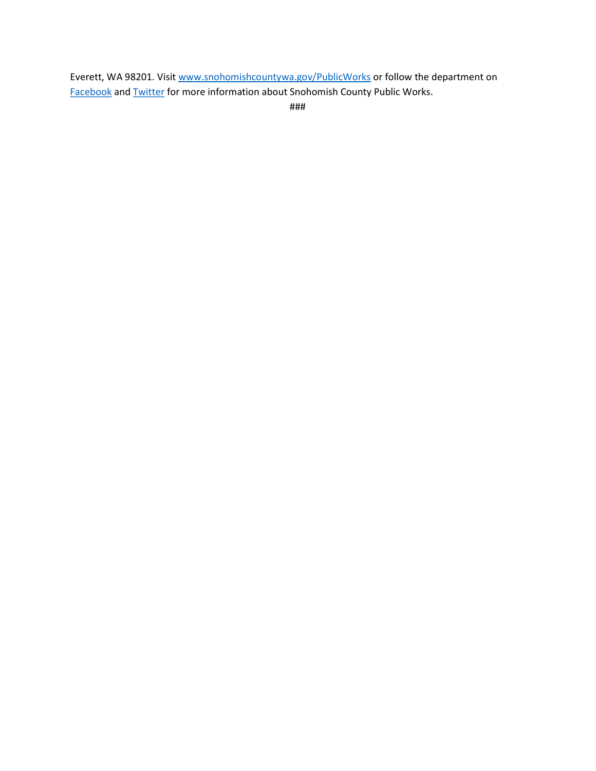Everett, WA 98201. Visit [www.snohomishcountywa.gov/PublicWorks](www.snohomishcountywa.gov/PublicWorks) or follow the department on Facebook and Twitter for more information about Snohomish County Public Works.

###